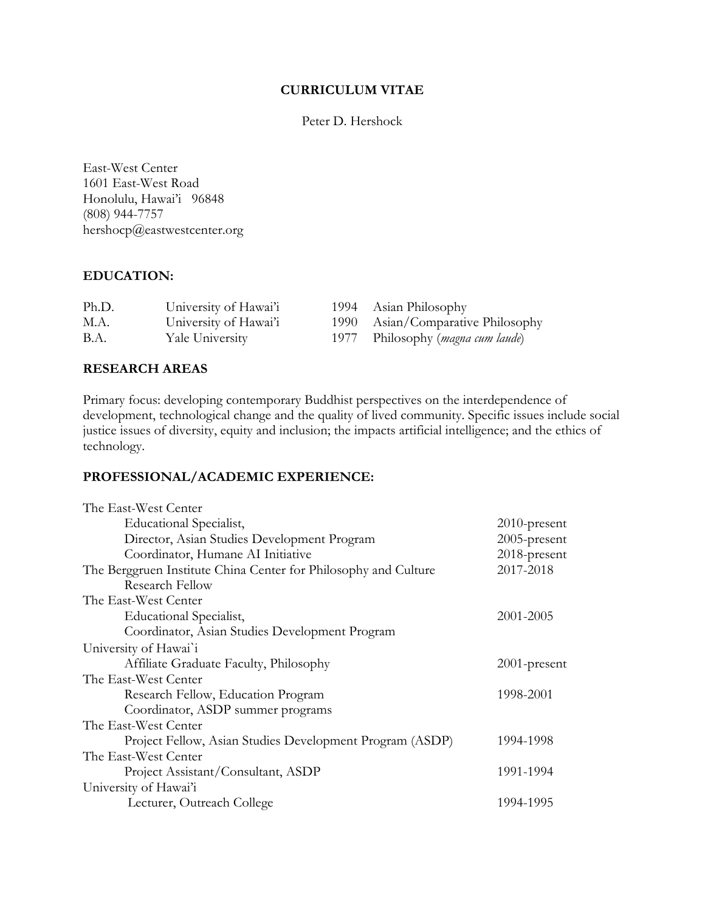# CURRICULUM VITAE

Peter D. Hershock

East-West Center
1601 East-West Road
Honolulu, Hawai'i 96848
(808) 944-7757
hershocp@eastwestcenter.org

## EDUCATION:

| | | | |
|---|---|---|---|
| Ph.D. | University of Hawai'i | 1994 | Asian Philosophy |
| M.A. | University of Hawai'i | 1990 | Asian/Comparative Philosophy |
| B.A. | Yale University | 1977 | Philosophy (*magna cum laude*) |

## RESEARCH AREAS

Primary focus: developing contemporary Buddhist perspectives on the interdependence of development, technological change and the quality of lived community. Specific issues include social justice issues of diversity, equity and inclusion; the impacts artificial intelligence; and the ethics of technology.

## PROFESSIONAL/ACADEMIC EXPERIENCE:

| | |
|---|---|
| The East-West Center | |
| Educational Specialist, | 2010-present |
| Director, Asian Studies Development Program | 2005-present |
| Coordinator, Humane AI Initiative | 2018-present |
| The Berggruen Institute China Center for Philosophy and Culture | 2017-2018 |
| Research Fellow | |
| The East-West Center | |
| Educational Specialist, | 2001-2005 |
| Coordinator, Asian Studies Development Program | |
| University of Hawai`i | |
| Affiliate Graduate Faculty, Philosophy | 2001-present |
| The East-West Center | |
| Research Fellow, Education Program | 1998-2001 |
| Coordinator, ASDP summer programs | |
| The East-West Center | |
| Project Fellow, Asian Studies Development Program (ASDP) | 1994-1998 |
| The East-West Center | |
| Project Assistant/Consultant, ASDP | 1991-1994 |
| University of Hawai'i | |
| Lecturer, Outreach College | 1994-1995 |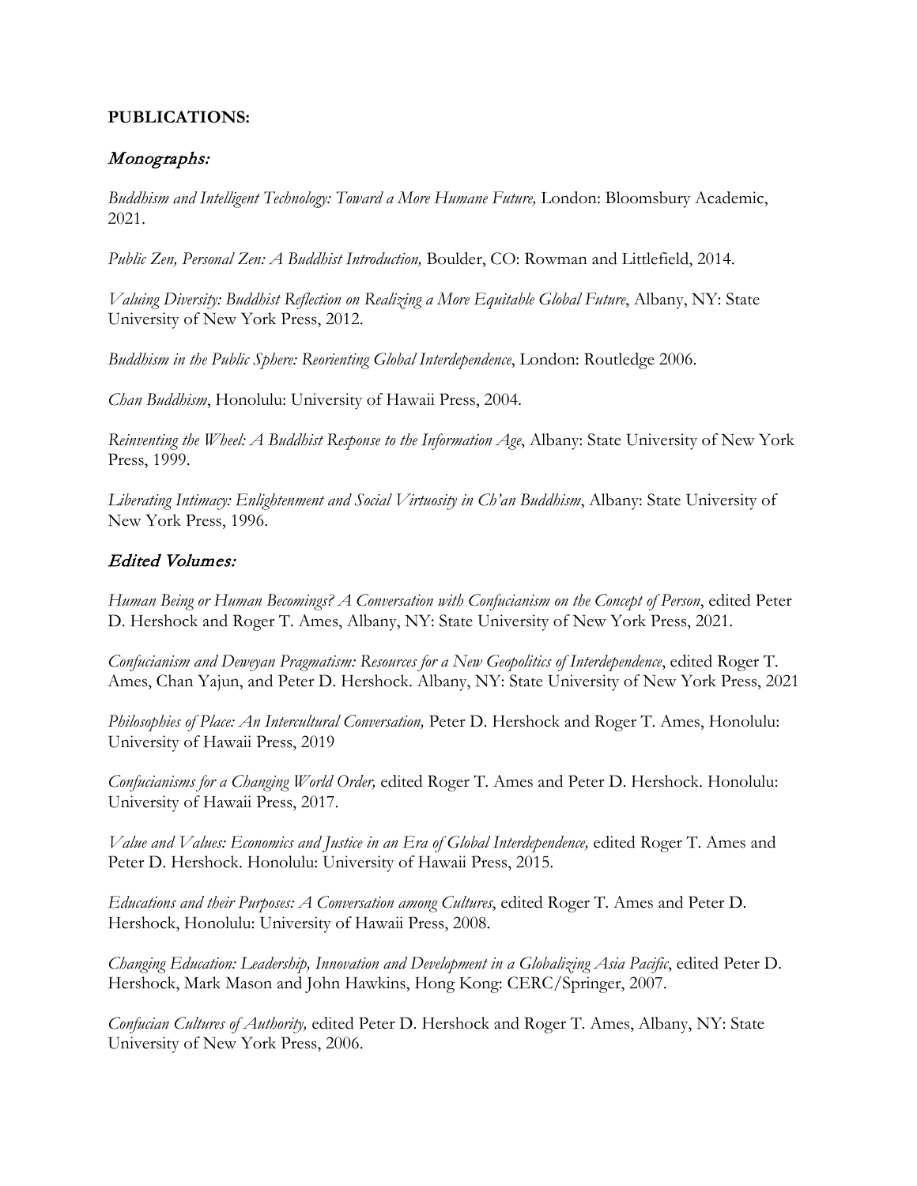**PUBLICATIONS:**

## *Monographs:*

*Buddhism and Intelligent Technology: Toward a More Humane Future,* London: Bloomsbury Academic, 2021.

*Public Zen, Personal Zen: A Buddhist Introduction,* Boulder, CO: Rowman and Littlefield, 2014.

*Valuing Diversity: Buddhist Reflection on Realizing a More Equitable Global Future*, Albany, NY: State University of New York Press, 2012.

*Buddhism in the Public Sphere: Reorienting Global Interdependence*, London: Routledge 2006.

*Chan Buddhism*, Honolulu: University of Hawaii Press, 2004.

*Reinventing the Wheel: A Buddhist Response to the Information Age*, Albany: State University of New York Press, 1999.

*Liberating Intimacy: Enlightenment and Social Virtuosity in Ch'an Buddhism*, Albany: State University of New York Press, 1996.

## *Edited Volumes:*

*Human Being or Human Becomings? A Conversation with Confucianism on the Concept of Person*, edited Peter D. Hershock and Roger T. Ames, Albany, NY: State University of New York Press, 2021.

*Confucianism and Deweyan Pragmatism: Resources for a New Geopolitics of Interdependence*, edited Roger T. Ames, Chan Yajun, and Peter D. Hershock. Albany, NY: State University of New York Press, 2021

*Philosophies of Place: An Intercultural Conversation,* Peter D. Hershock and Roger T. Ames, Honolulu: University of Hawaii Press, 2019

*Confucianisms for a Changing World Order,* edited Roger T. Ames and Peter D. Hershock. Honolulu: University of Hawaii Press, 2017.

*Value and Values: Economics and Justice in an Era of Global Interdependence,* edited Roger T. Ames and Peter D. Hershock. Honolulu: University of Hawaii Press, 2015.

*Educations and their Purposes: A Conversation among Cultures*, edited Roger T. Ames and Peter D. Hershock, Honolulu: University of Hawaii Press, 2008.

*Changing Education: Leadership, Innovation and Development in a Globalizing Asia Pacific*, edited Peter D. Hershock, Mark Mason and John Hawkins, Hong Kong: CERC/Springer, 2007.

*Confucian Cultures of Authority,* edited Peter D. Hershock and Roger T. Ames, Albany, NY: State University of New York Press, 2006.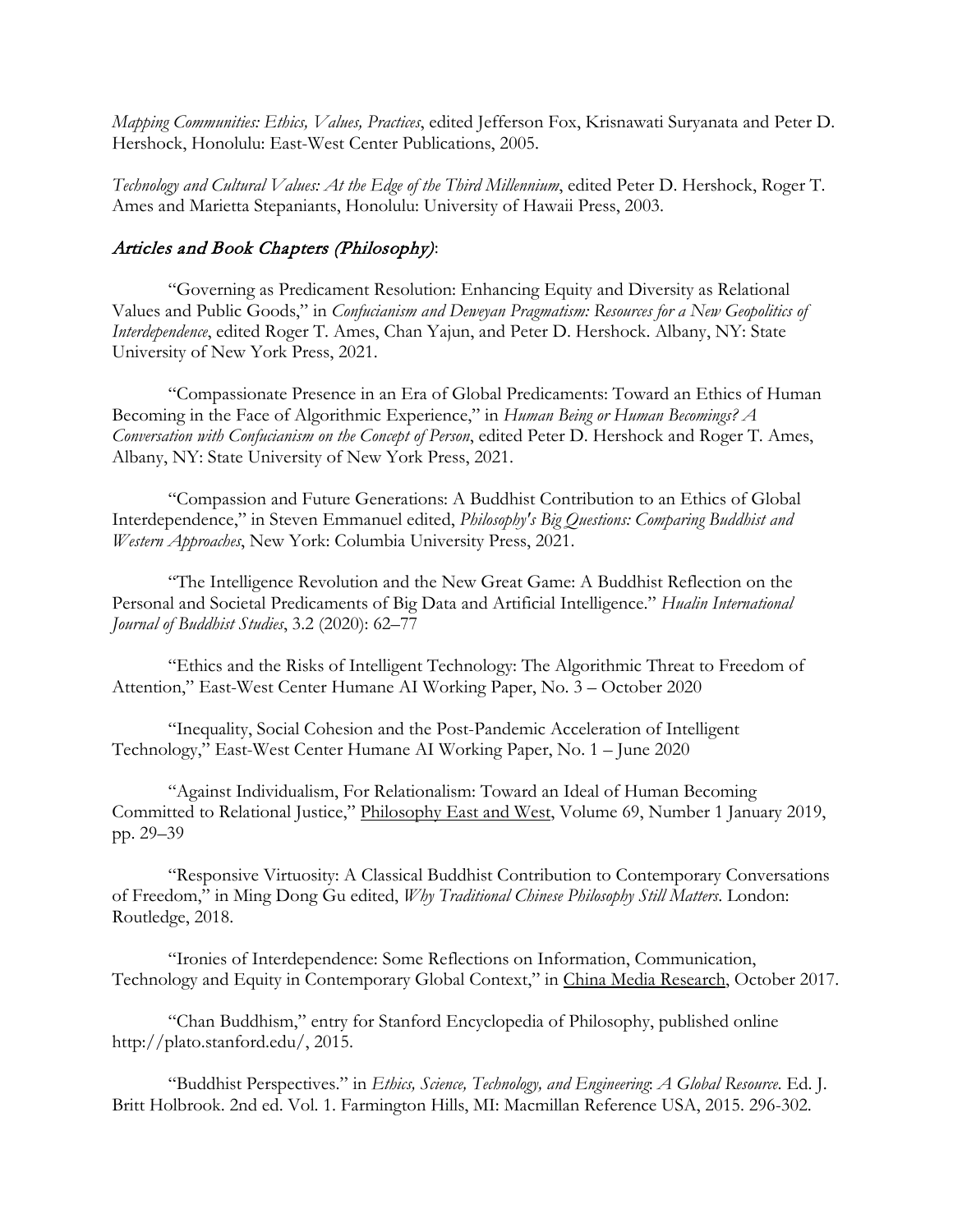*Mapping Communities: Ethics, Values, Practices*, edited Jefferson Fox, Krisnawati Suryanata and Peter D. Hershock, Honolulu: East-West Center Publications, 2005.

*Technology and Cultural Values: At the Edge of the Third Millennium*, edited Peter D. Hershock, Roger T. Ames and Marietta Stepaniants, Honolulu: University of Hawaii Press, 2003.

## *Articles and Book Chapters (Philosophy)*:

"Governing as Predicament Resolution: Enhancing Equity and Diversity as Relational Values and Public Goods," in *Confucianism and Deweyan Pragmatism: Resources for a New Geopolitics of Interdependence*, edited Roger T. Ames, Chan Yajun, and Peter D. Hershock. Albany, NY: State University of New York Press, 2021.

"Compassionate Presence in an Era of Global Predicaments: Toward an Ethics of Human Becoming in the Face of Algorithmic Experience," in *Human Being or Human Becomings? A Conversation with Confucianism on the Concept of Person*, edited Peter D. Hershock and Roger T. Ames, Albany, NY: State University of New York Press, 2021.

"Compassion and Future Generations: A Buddhist Contribution to an Ethics of Global Interdependence," in Steven Emmanuel edited, *Philosophy's Big Questions: Comparing Buddhist and Western Approaches*, New York: Columbia University Press, 2021.

"The Intelligence Revolution and the New Great Game: A Buddhist Reflection on the Personal and Societal Predicaments of Big Data and Artificial Intelligence." *Hualin International Journal of Buddhist Studies*, 3.2 (2020): 62–77

"Ethics and the Risks of Intelligent Technology: The Algorithmic Threat to Freedom of Attention," East-West Center Humane AI Working Paper, No. 3 – October 2020

"Inequality, Social Cohesion and the Post-Pandemic Acceleration of Intelligent Technology," East-West Center Humane AI Working Paper, No. 1 – June 2020

"Against Individualism, For Relationalism: Toward an Ideal of Human Becoming Committed to Relational Justice," Philosophy East and West, Volume 69, Number 1 January 2019, pp. 29–39

"Responsive Virtuosity: A Classical Buddhist Contribution to Contemporary Conversations of Freedom," in Ming Dong Gu edited, *Why Traditional Chinese Philosophy Still Matters*. London: Routledge, 2018.

"Ironies of Interdependence: Some Reflections on Information, Communication, Technology and Equity in Contemporary Global Context," in China Media Research, October 2017.

"Chan Buddhism," entry for Stanford Encyclopedia of Philosophy, published online http://plato.stanford.edu/, 2015.

"Buddhist Perspectives." in *Ethics, Science, Technology, and Engineering: A Global Resource*. Ed. J. Britt Holbrook. 2nd ed. Vol. 1. Farmington Hills, MI: Macmillan Reference USA, 2015. 296-302.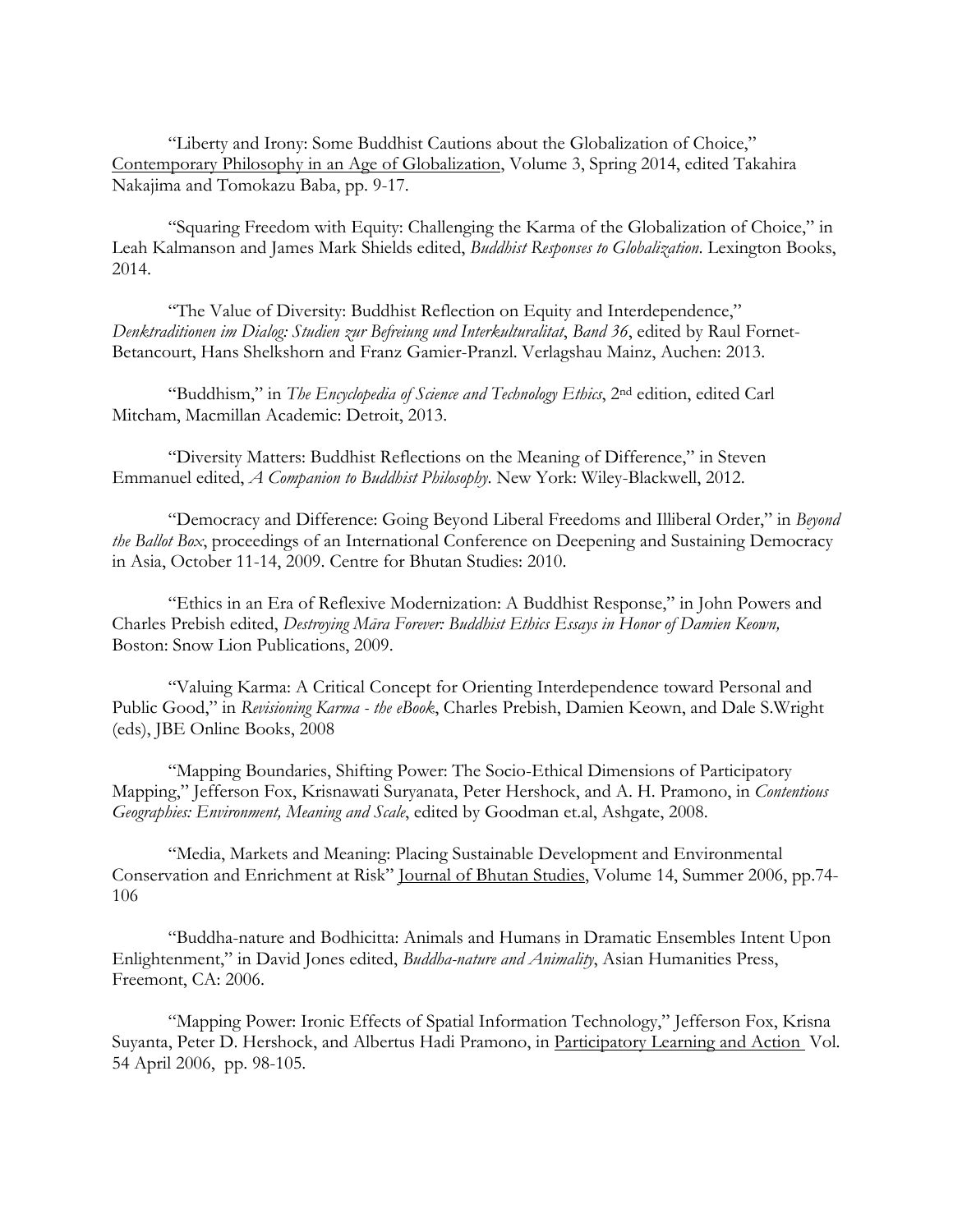"Liberty and Irony: Some Buddhist Cautions about the Globalization of Choice," <u>Contemporary Philosophy in an Age of Globalization</u>, Volume 3, Spring 2014, edited Takahira Nakajima and Tomokazu Baba, pp. 9-17.

"Squaring Freedom with Equity: Challenging the Karma of the Globalization of Choice," in Leah Kalmanson and James Mark Shields edited, *Buddhist Responses to Globalization*. Lexington Books, 2014.

"The Value of Diversity: Buddhist Reflection on Equity and Interdependence," *Denktraditionen im Dialog: Studien zur Befreiung und Interkulturalitat*, *Band 36*, edited by Raul Fornet-Betancourt, Hans Shelkshorn and Franz Gamier-Pranzl. Verlagshau Mainz, Auchen: 2013.

"Buddhism," in *The Encyclopedia of Science and Technology Ethics*, 2nd edition, edited Carl Mitcham, Macmillan Academic: Detroit, 2013.

"Diversity Matters: Buddhist Reflections on the Meaning of Difference," in Steven Emmanuel edited, *A Companion to Buddhist Philosophy*. New York: Wiley-Blackwell, 2012.

"Democracy and Difference: Going Beyond Liberal Freedoms and Illiberal Order," in *Beyond the Ballot Box*, proceedings of an International Conference on Deepening and Sustaining Democracy in Asia, October 11-14, 2009. Centre for Bhutan Studies: 2010.

"Ethics in an Era of Reflexive Modernization: A Buddhist Response," in John Powers and Charles Prebish edited, *Destroying Māra Forever: Buddhist Ethics Essays in Honor of Damien Keown,* Boston: Snow Lion Publications, 2009.

"Valuing Karma: A Critical Concept for Orienting Interdependence toward Personal and Public Good," in *Revisioning Karma - the eBook*, Charles Prebish, Damien Keown, and Dale S.Wright (eds), JBE Online Books, 2008

"Mapping Boundaries, Shifting Power: The Socio-Ethical Dimensions of Participatory Mapping," Jefferson Fox, Krisnawati Suryanata, Peter Hershock, and A. H. Pramono, in *Contentious Geographies: Environment, Meaning and Scale*, edited by Goodman et.al, Ashgate, 2008.

"Media, Markets and Meaning: Placing Sustainable Development and Environmental Conservation and Enrichment at Risk" <u>Journal of Bhutan Studies</u>, Volume 14, Summer 2006, pp.74-106

"Buddha-nature and Bodhicitta: Animals and Humans in Dramatic Ensembles Intent Upon Enlightenment," in David Jones edited, *Buddha-nature and Animality*, Asian Humanities Press, Freemont, CA: 2006.

"Mapping Power: Ironic Effects of Spatial Information Technology," Jefferson Fox, Krisna Suyanta, Peter D. Hershock, and Albertus Hadi Pramono, in <u>Participatory Learning and Action</u> Vol. 54 April 2006, pp. 98-105.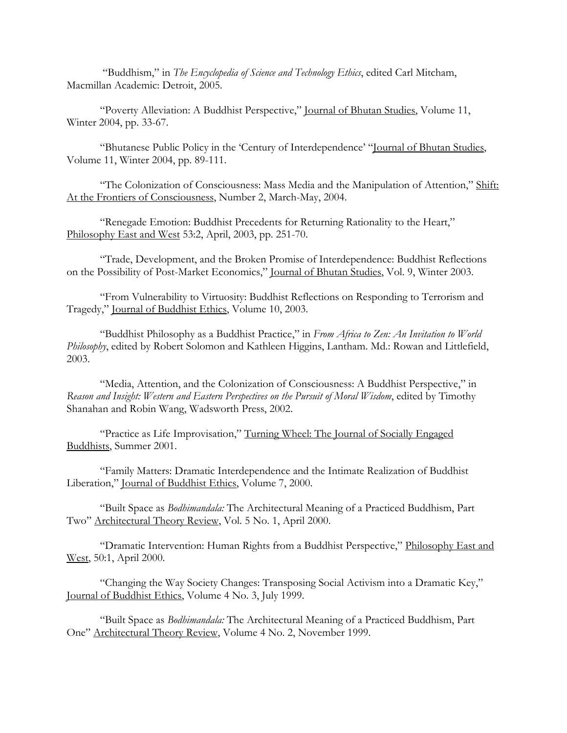"Buddhism," in *The Encyclopedia of Science and Technology Ethics*, edited Carl Mitcham, Macmillan Academic: Detroit, 2005.

"Poverty Alleviation: A Buddhist Perspective," Journal of Bhutan Studies, Volume 11, Winter 2004, pp. 33-67.

"Bhutanese Public Policy in the 'Century of Interdependence' "Journal of Bhutan Studies, Volume 11, Winter 2004, pp. 89-111.

"The Colonization of Consciousness: Mass Media and the Manipulation of Attention," Shift: At the Frontiers of Consciousness, Number 2, March-May, 2004.

"Renegade Emotion: Buddhist Precedents for Returning Rationality to the Heart," Philosophy East and West 53:2, April, 2003, pp. 251-70.

"Trade, Development, and the Broken Promise of Interdependence: Buddhist Reflections on the Possibility of Post-Market Economics," Journal of Bhutan Studies, Vol. 9, Winter 2003.

"From Vulnerability to Virtuosity: Buddhist Reflections on Responding to Terrorism and Tragedy," Journal of Buddhist Ethics, Volume 10, 2003.

"Buddhist Philosophy as a Buddhist Practice," in *From Africa to Zen: An Invitation to World Philosophy*, edited by Robert Solomon and Kathleen Higgins, Lantham. Md.: Rowan and Littlefield, 2003.

"Media, Attention, and the Colonization of Consciousness: A Buddhist Perspective," in *Reason and Insight: Western and Eastern Perspectives on the Pursuit of Moral Wisdom*, edited by Timothy Shanahan and Robin Wang, Wadsworth Press, 2002.

"Practice as Life Improvisation," Turning Wheel: The Journal of Socially Engaged Buddhists, Summer 2001.

"Family Matters: Dramatic Interdependence and the Intimate Realization of Buddhist Liberation," Journal of Buddhist Ethics, Volume 7, 2000.

"Built Space as *Bodhimandala:* The Architectural Meaning of a Practiced Buddhism, Part Two" Architectural Theory Review, Vol. 5 No. 1, April 2000.

"Dramatic Intervention: Human Rights from a Buddhist Perspective," Philosophy East and West, 50:1, April 2000.

"Changing the Way Society Changes: Transposing Social Activism into a Dramatic Key," Journal of Buddhist Ethics, Volume 4 No. 3, July 1999.

"Built Space as *Bodhimandala:* The Architectural Meaning of a Practiced Buddhism, Part One" Architectural Theory Review, Volume 4 No. 2, November 1999.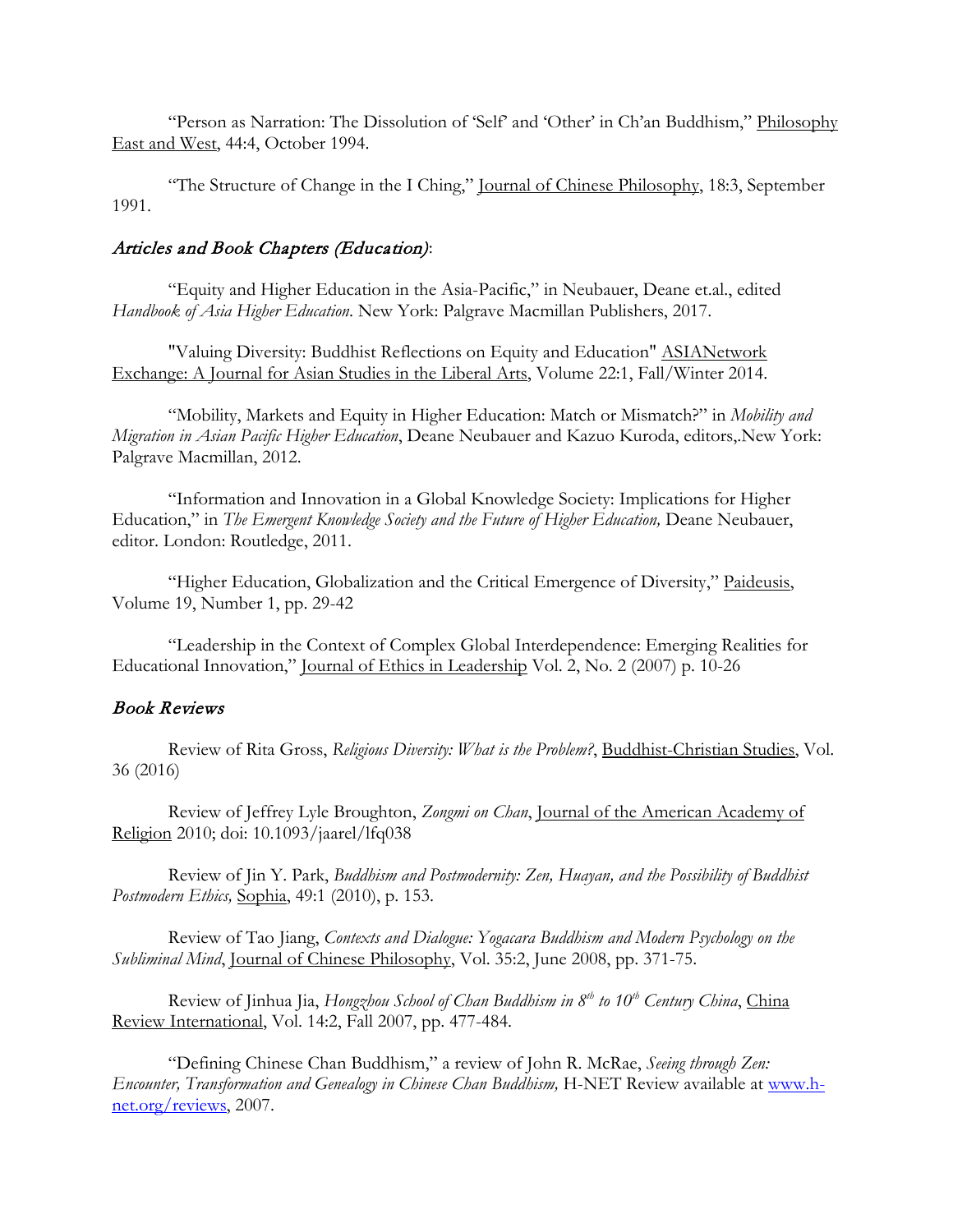"Person as Narration: The Dissolution of 'Self' and 'Other' in Ch'an Buddhism," Philosophy East and West, 44:4, October 1994.

"The Structure of Change in the I Ching," Journal of Chinese Philosophy, 18:3, September 1991.

### *Articles and Book Chapters (Education)*:

"Equity and Higher Education in the Asia-Pacific," in Neubauer, Deane et.al., edited *Handbook of Asia Higher Education*. New York: Palgrave Macmillan Publishers, 2017.

"Valuing Diversity: Buddhist Reflections on Equity and Education" ASIANetwork Exchange: A Journal for Asian Studies in the Liberal Arts, Volume 22:1, Fall/Winter 2014.

"Mobility, Markets and Equity in Higher Education: Match or Mismatch?" in *Mobility and Migration in Asian Pacific Higher Education*, Deane Neubauer and Kazuo Kuroda, editors,.New York: Palgrave Macmillan, 2012.

"Information and Innovation in a Global Knowledge Society: Implications for Higher Education," in *The Emergent Knowledge Society and the Future of Higher Education,* Deane Neubauer, editor. London: Routledge, 2011.

"Higher Education, Globalization and the Critical Emergence of Diversity," Paideusis, Volume 19, Number 1, pp. 29-42

"Leadership in the Context of Complex Global Interdependence: Emerging Realities for Educational Innovation," Journal of Ethics in Leadership Vol. 2, No. 2 (2007) p. 10-26

### *Book Reviews*

Review of Rita Gross, *Religious Diversity: What is the Problem?*, Buddhist-Christian Studies, Vol. 36 (2016)

Review of Jeffrey Lyle Broughton, *Zongmi on Chan*, Journal of the American Academy of Religion 2010; doi: 10.1093/jaarel/lfq038

Review of Jin Y. Park, *Buddhism and Postmodernity: Zen, Huayan, and the Possibility of Buddhist Postmodern Ethics,* Sophia, 49:1 (2010), p. 153.

Review of Tao Jiang, *Contexts and Dialogue: Yogacara Buddhism and Modern Psychology on the Subliminal Mind*, Journal of Chinese Philosophy, Vol. 35:2, June 2008, pp. 371-75.

Review of Jinhua Jia, *Hongzhou School of Chan Buddhism in 8th to 10th Century China*, China Review International, Vol. 14:2, Fall 2007, pp. 477-484.

"Defining Chinese Chan Buddhism," a review of John R. McRae, *Seeing through Zen: Encounter, Transformation and Genealogy in Chinese Chan Buddhism,* H-NET Review available at www.h-net.org/reviews, 2007.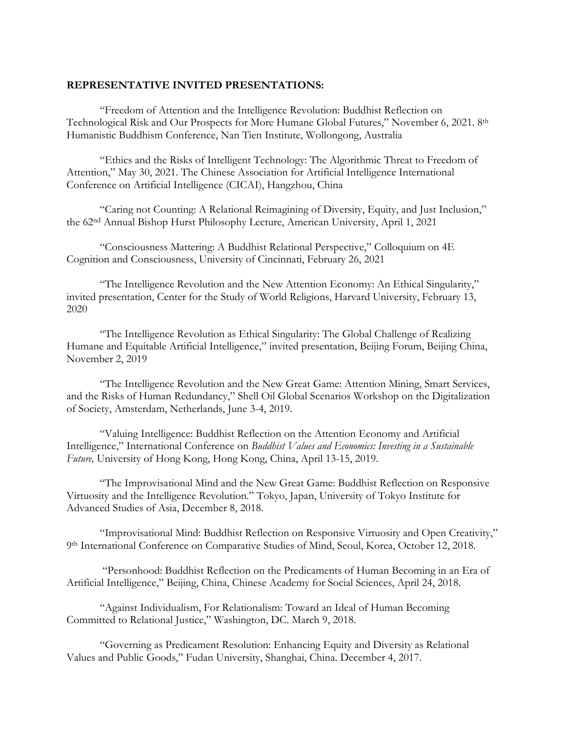**REPRESENTATIVE INVITED PRESENTATIONS:**

"Freedom of Attention and the Intelligence Revolution: Buddhist Reflection on Technological Risk and Our Prospects for More Humane Global Futures," November 6, 2021. 8th Humanistic Buddhism Conference, Nan Tien Institute, Wollongong, Australia

"Ethics and the Risks of Intelligent Technology: The Algorithmic Threat to Freedom of Attention," May 30, 2021. The Chinese Association for Artificial Intelligence International Conference on Artificial Intelligence (CICAI), Hangzhou, China

"Caring not Counting: A Relational Reimagining of Diversity, Equity, and Just Inclusion," the 62nd Annual Bishop Hurst Philosophy Lecture, American University, April 1, 2021

"Consciousness Mattering: A Buddhist Relational Perspective," Colloquium on 4E Cognition and Consciousness, University of Cincinnati, February 26, 2021

"The Intelligence Revolution and the New Attention Economy: An Ethical Singularity," invited presentation, Center for the Study of World Religions, Harvard University, February 13, 2020

"The Intelligence Revolution as Ethical Singularity: The Global Challenge of Realizing Humane and Equitable Artificial Intelligence," invited presentation, Beijing Forum, Beijing China, November 2, 2019

"The Intelligence Revolution and the New Great Game: Attention Mining, Smart Services, and the Risks of Human Redundancy," Shell Oil Global Scenarios Workshop on the Digitalization of Society, Amsterdam, Netherlands, June 3-4, 2019.

"Valuing Intelligence: Buddhist Reflection on the Attention Economy and Artificial Intelligence," International Conference on *Buddhist Values and Economics: Investing in a Sustainable Future,* University of Hong Kong, Hong Kong, China, April 13-15, 2019.

"The Improvisational Mind and the New Great Game: Buddhist Reflection on Responsive Virtuosity and the Intelligence Revolution." Tokyo, Japan, University of Tokyo Institute for Advanced Studies of Asia, December 8, 2018.

"Improvisational Mind: Buddhist Reflection on Responsive Virtuosity and Open Creativity," 9th International Conference on Comparative Studies of Mind, Seoul, Korea, October 12, 2018.

"Personhood: Buddhist Reflection on the Predicaments of Human Becoming in an Era of Artificial Intelligence," Beijing, China, Chinese Academy for Social Sciences, April 24, 2018.

"Against Individualism, For Relationalism: Toward an Ideal of Human Becoming Committed to Relational Justice," Washington, DC. March 9, 2018.

"Governing as Predicament Resolution: Enhancing Equity and Diversity as Relational Values and Public Goods," Fudan University, Shanghai, China. December 4, 2017.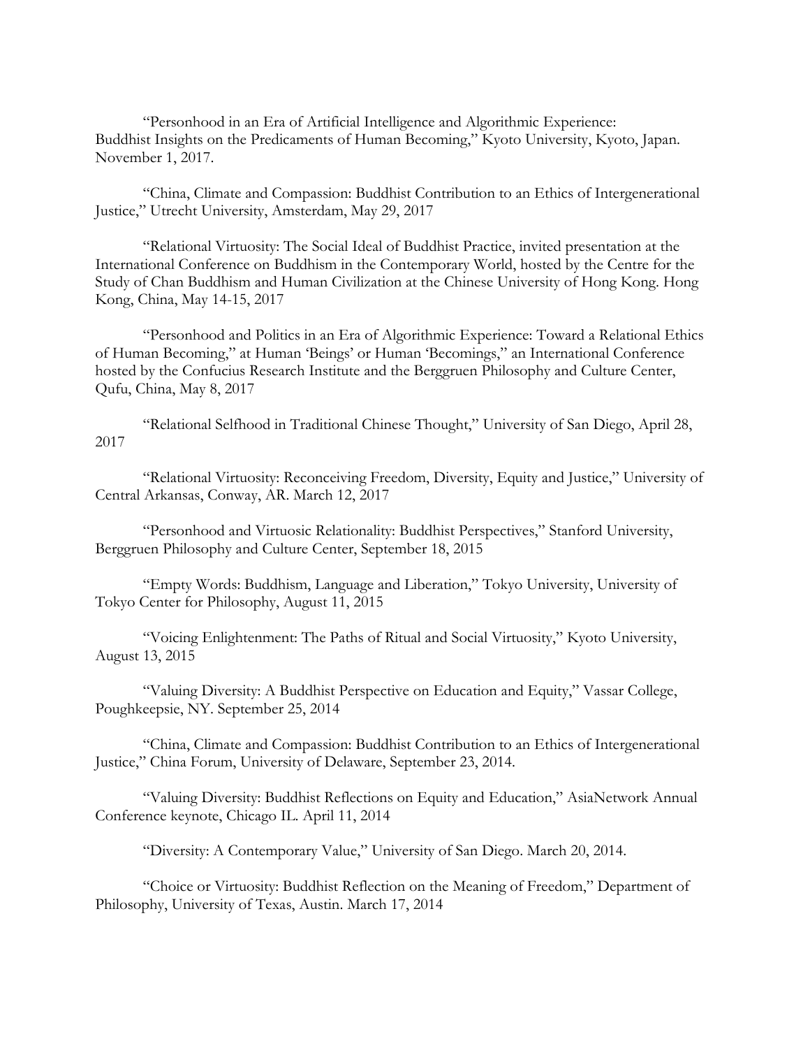"Personhood in an Era of Artificial Intelligence and Algorithmic Experience: Buddhist Insights on the Predicaments of Human Becoming," Kyoto University, Kyoto, Japan. November 1, 2017.

"China, Climate and Compassion: Buddhist Contribution to an Ethics of Intergenerational Justice," Utrecht University, Amsterdam, May 29, 2017

"Relational Virtuosity: The Social Ideal of Buddhist Practice, invited presentation at the International Conference on Buddhism in the Contemporary World, hosted by the Centre for the Study of Chan Buddhism and Human Civilization at the Chinese University of Hong Kong. Hong Kong, China, May 14-15, 2017

"Personhood and Politics in an Era of Algorithmic Experience: Toward a Relational Ethics of Human Becoming," at Human 'Beings' or Human 'Becomings," an International Conference hosted by the Confucius Research Institute and the Berggruen Philosophy and Culture Center, Qufu, China, May 8, 2017

"Relational Selfhood in Traditional Chinese Thought," University of San Diego, April 28, 2017

"Relational Virtuosity: Reconceiving Freedom, Diversity, Equity and Justice," University of Central Arkansas, Conway, AR. March 12, 2017

"Personhood and Virtuosic Relationality: Buddhist Perspectives," Stanford University, Berggruen Philosophy and Culture Center, September 18, 2015

"Empty Words: Buddhism, Language and Liberation," Tokyo University, University of Tokyo Center for Philosophy, August 11, 2015

"Voicing Enlightenment: The Paths of Ritual and Social Virtuosity," Kyoto University, August 13, 2015

"Valuing Diversity: A Buddhist Perspective on Education and Equity," Vassar College, Poughkeepsie, NY. September 25, 2014

"China, Climate and Compassion: Buddhist Contribution to an Ethics of Intergenerational Justice," China Forum, University of Delaware, September 23, 2014.

"Valuing Diversity: Buddhist Reflections on Equity and Education," AsiaNetwork Annual Conference keynote, Chicago IL. April 11, 2014

"Diversity: A Contemporary Value," University of San Diego. March 20, 2014.

"Choice or Virtuosity: Buddhist Reflection on the Meaning of Freedom," Department of Philosophy, University of Texas, Austin. March 17, 2014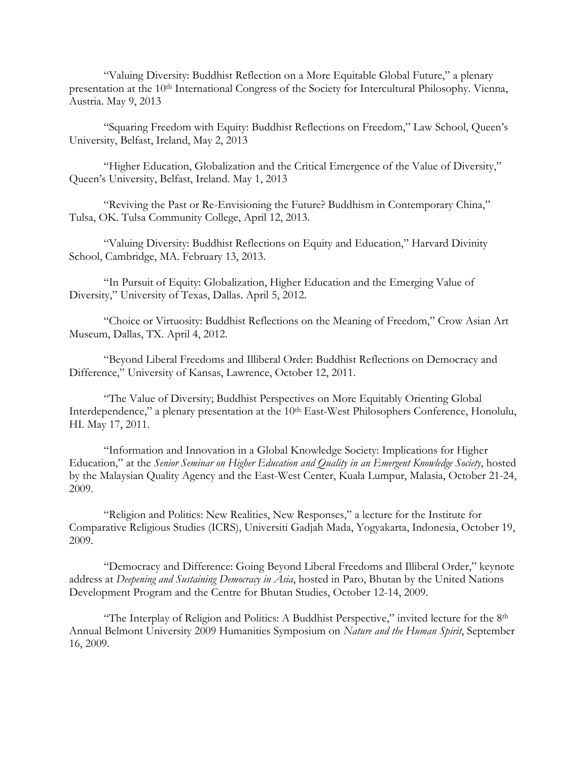"Valuing Diversity: Buddhist Reflection on a More Equitable Global Future," a plenary presentation at the 10th International Congress of the Society for Intercultural Philosophy. Vienna, Austria. May 9, 2013

"Squaring Freedom with Equity: Buddhist Reflections on Freedom," Law School, Queen's University, Belfast, Ireland, May 2, 2013

"Higher Education, Globalization and the Critical Emergence of the Value of Diversity," Queen's University, Belfast, Ireland. May 1, 2013

"Reviving the Past or Re-Envisioning the Future? Buddhism in Contemporary China," Tulsa, OK. Tulsa Community College, April 12, 2013.

"Valuing Diversity: Buddhist Reflections on Equity and Education," Harvard Divinity School, Cambridge, MA. February 13, 2013.

"In Pursuit of Equity: Globalization, Higher Education and the Emerging Value of Diversity," University of Texas, Dallas. April 5, 2012.

"Choice or Virtuosity: Buddhist Reflections on the Meaning of Freedom," Crow Asian Art Museum, Dallas, TX. April 4, 2012.

"Beyond Liberal Freedoms and Illiberal Order: Buddhist Reflections on Democracy and Difference," University of Kansas, Lawrence, October 12, 2011.

"The Value of Diversity; Buddhist Perspectives on More Equitably Orienting Global Interdependence," a plenary presentation at the 10th East-West Philosophers Conference, Honolulu, HI. May 17, 2011.

"Information and Innovation in a Global Knowledge Society: Implications for Higher Education," at the *Senior Seminar on Higher Education and Quality in an Emergent Knowledge Society*, hosted by the Malaysian Quality Agency and the East-West Center, Kuala Lumpur, Malasia, October 21-24, 2009.

"Religion and Politics: New Realities, New Responses," a lecture for the Institute for Comparative Religious Studies (ICRS), Universiti Gadjah Mada, Yogyakarta, Indonesia, October 19, 2009.

"Democracy and Difference: Going Beyond Liberal Freedoms and Illiberal Order," keynote address at *Deepening and Sustaining Democracy in Asia*, hosted in Paro, Bhutan by the United Nations Development Program and the Centre for Bhutan Studies, October 12-14, 2009.

"The Interplay of Religion and Politics: A Buddhist Perspective," invited lecture for the 8th Annual Belmont University 2009 Humanities Symposium on *Nature and the Human Spirit*, September 16, 2009.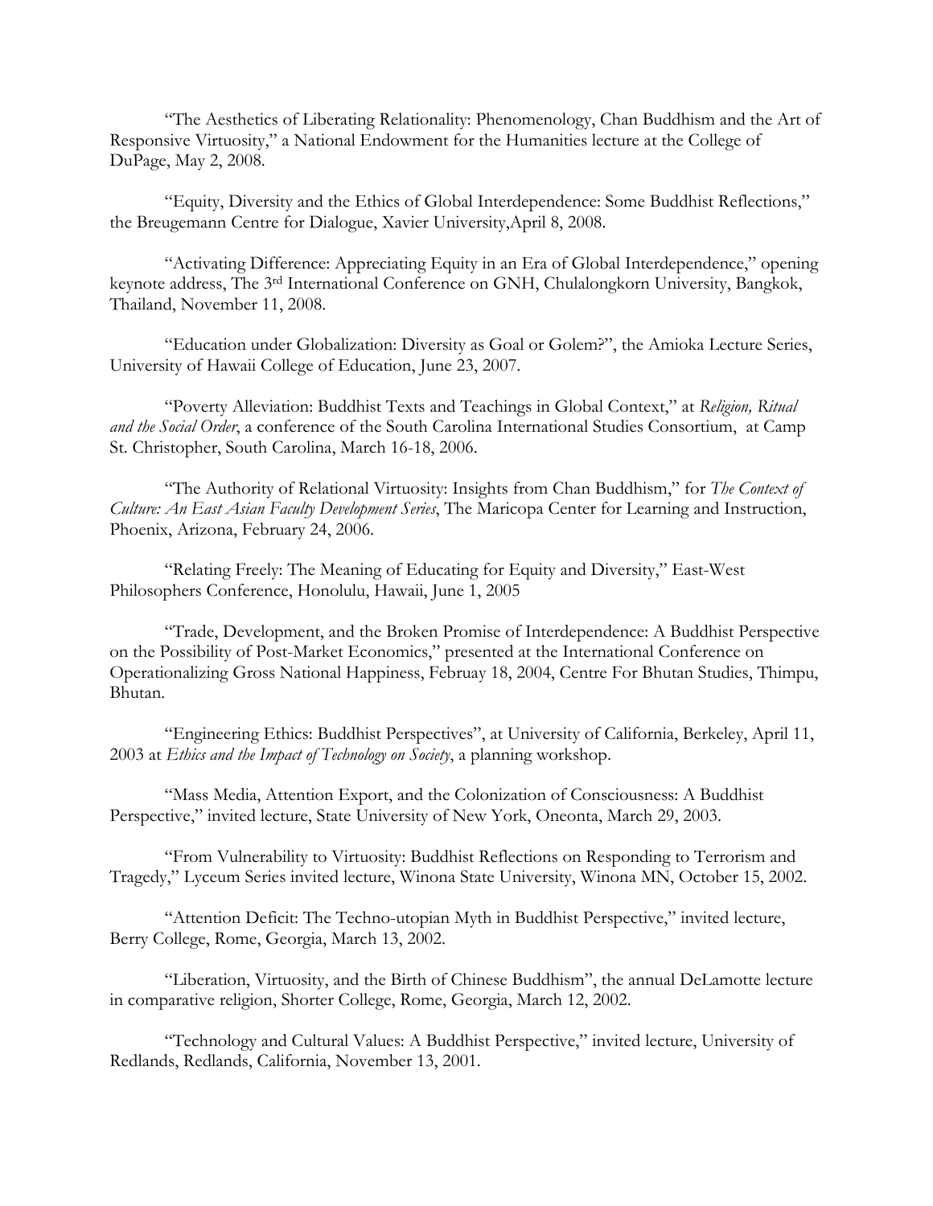"The Aesthetics of Liberating Relationality: Phenomenology, Chan Buddhism and the Art of Responsive Virtuosity," a National Endowment for the Humanities lecture at the College of DuPage, May 2, 2008.

"Equity, Diversity and the Ethics of Global Interdependence: Some Buddhist Reflections," the Breugemann Centre for Dialogue, Xavier University,April 8, 2008.

"Activating Difference: Appreciating Equity in an Era of Global Interdependence," opening keynote address, The 3rd International Conference on GNH, Chulalongkorn University, Bangkok, Thailand, November 11, 2008.

"Education under Globalization: Diversity as Goal or Golem?", the Amioka Lecture Series, University of Hawaii College of Education, June 23, 2007.

"Poverty Alleviation: Buddhist Texts and Teachings in Global Context," at *Religion, Ritual and the Social Order*, a conference of the South Carolina International Studies Consortium, at Camp St. Christopher, South Carolina, March 16-18, 2006.

"The Authority of Relational Virtuosity: Insights from Chan Buddhism," for *The Context of Culture: An East Asian Faculty Development Series*, The Maricopa Center for Learning and Instruction, Phoenix, Arizona, February 24, 2006.

"Relating Freely: The Meaning of Educating for Equity and Diversity," East-West Philosophers Conference, Honolulu, Hawaii, June 1, 2005

"Trade, Development, and the Broken Promise of Interdependence: A Buddhist Perspective on the Possibility of Post-Market Economics," presented at the International Conference on Operationalizing Gross National Happiness, Februay 18, 2004, Centre For Bhutan Studies, Thimpu, Bhutan.

"Engineering Ethics: Buddhist Perspectives", at University of California, Berkeley, April 11, 2003 at *Ethics and the Impact of Technology on Society*, a planning workshop.

"Mass Media, Attention Export, and the Colonization of Consciousness: A Buddhist Perspective," invited lecture, State University of New York, Oneonta, March 29, 2003.

"From Vulnerability to Virtuosity: Buddhist Reflections on Responding to Terrorism and Tragedy," Lyceum Series invited lecture, Winona State University, Winona MN, October 15, 2002.

"Attention Deficit: The Techno-utopian Myth in Buddhist Perspective," invited lecture, Berry College, Rome, Georgia, March 13, 2002.

"Liberation, Virtuosity, and the Birth of Chinese Buddhism", the annual DeLamotte lecture in comparative religion, Shorter College, Rome, Georgia, March 12, 2002.

"Technology and Cultural Values: A Buddhist Perspective," invited lecture, University of Redlands, Redlands, California, November 13, 2001.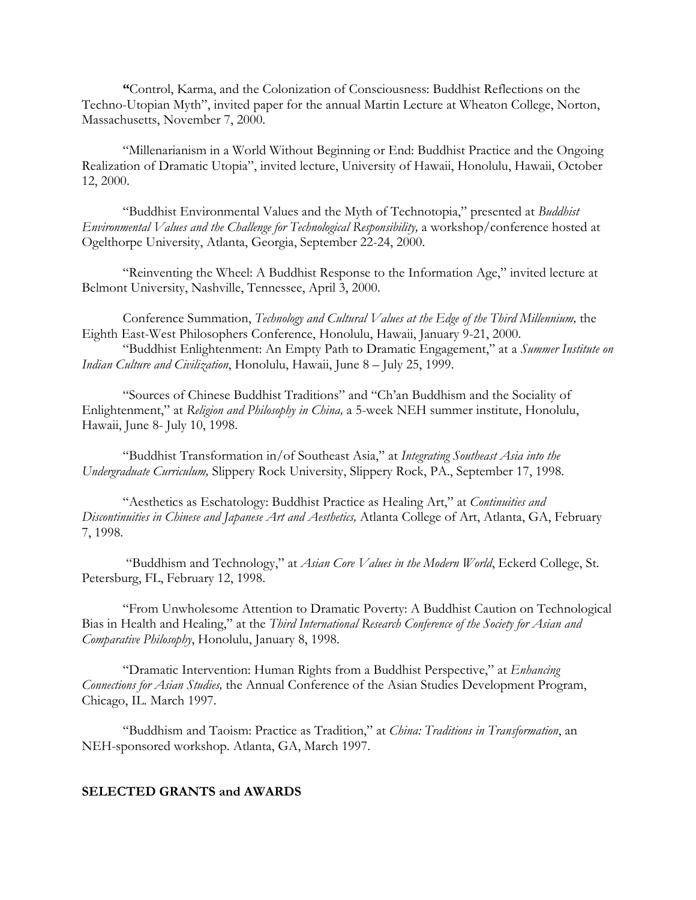"Control, Karma, and the Colonization of Consciousness: Buddhist Reflections on the Techno-Utopian Myth", invited paper for the annual Martin Lecture at Wheaton College, Norton, Massachusetts, November 7, 2000.

"Millenarianism in a World Without Beginning or End: Buddhist Practice and the Ongoing Realization of Dramatic Utopia", invited lecture, University of Hawaii, Honolulu, Hawaii, October 12, 2000.

"Buddhist Environmental Values and the Myth of Technotopia," presented at *Buddhist Environmental Values and the Challenge for Technological Responsibility,* a workshop/conference hosted at Ogelthorpe University, Atlanta, Georgia, September 22-24, 2000.

"Reinventing the Wheel: A Buddhist Response to the Information Age," invited lecture at Belmont University, Nashville, Tennessee, April 3, 2000.

Conference Summation, *Technology and Cultural Values at the Edge of the Third Millennium,* the Eighth East-West Philosophers Conference, Honolulu, Hawaii, January 9-21, 2000.

"Buddhist Enlightenment: An Empty Path to Dramatic Engagement," at a *Summer Institute on Indian Culture and Civilization*, Honolulu, Hawaii, June 8 – July 25, 1999.

"Sources of Chinese Buddhist Traditions" and "Ch'an Buddhism and the Sociality of Enlightenment," at *Religion and Philosophy in China,* a 5-week NEH summer institute, Honolulu, Hawaii, June 8- July 10, 1998.

"Buddhist Transformation in/of Southeast Asia," at *Integrating Southeast Asia into the Undergraduate Curriculum,* Slippery Rock University, Slippery Rock, PA., September 17, 1998.

"Aesthetics as Eschatology: Buddhist Practice as Healing Art," at *Continuities and Discontinuities in Chinese and Japanese Art and Aesthetics,* Atlanta College of Art, Atlanta, GA, February 7, 1998.

"Buddhism and Technology," at *Asian Core Values in the Modern World*, Eckerd College, St. Petersburg, FL, February 12, 1998.

"From Unwholesome Attention to Dramatic Poverty: A Buddhist Caution on Technological Bias in Health and Healing," at the *Third International Research Conference of the Society for Asian and Comparative Philosophy*, Honolulu, January 8, 1998.

"Dramatic Intervention: Human Rights from a Buddhist Perspective," at *Enhancing Connections for Asian Studies,* the Annual Conference of the Asian Studies Development Program, Chicago, IL. March 1997.

"Buddhism and Taoism: Practice as Tradition," at *China: Traditions in Transformation*, an NEH-sponsored workshop. Atlanta, GA, March 1997.

**SELECTED GRANTS and AWARDS**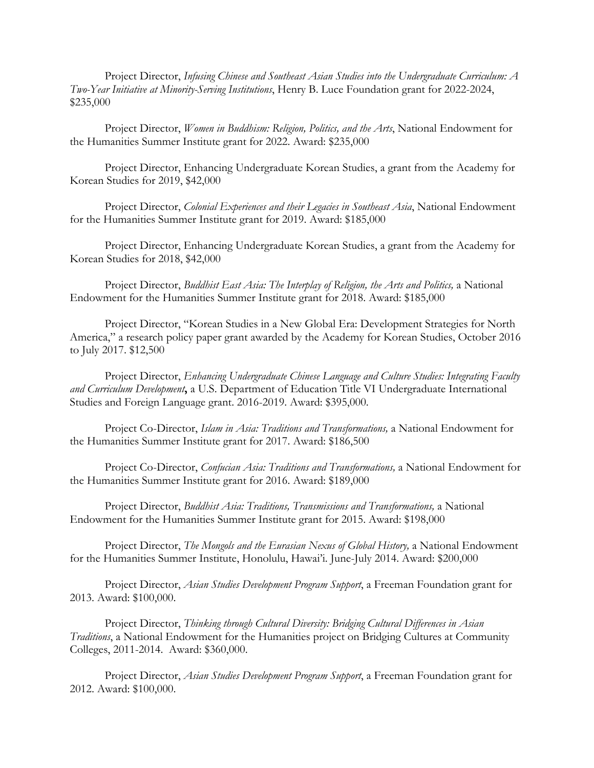Project Director, *Infusing Chinese and Southeast Asian Studies into the Undergraduate Curriculum: A Two-Year Initiative at Minority-Serving Institutions*, Henry B. Luce Foundation grant for 2022-2024, $235,000

Project Director, *Women in Buddhism: Religion, Politics, and the Arts*, National Endowment for the Humanities Summer Institute grant for 2022. Award: $235,000

Project Director, Enhancing Undergraduate Korean Studies, a grant from the Academy for Korean Studies for 2019, $42,000

Project Director, *Colonial Experiences and their Legacies in Southeast Asia*, National Endowment for the Humanities Summer Institute grant for 2019. Award: $185,000

Project Director, Enhancing Undergraduate Korean Studies, a grant from the Academy for Korean Studies for 2018, $42,000

Project Director, *Buddhist East Asia: The Interplay of Religion, the Arts and Politics,* a National Endowment for the Humanities Summer Institute grant for 2018. Award: $185,000

Project Director, "Korean Studies in a New Global Era: Development Strategies for North America," a research policy paper grant awarded by the Academy for Korean Studies, October 2016 to July 2017. $12,500

Project Director, *Enhancing Undergraduate Chinese Language and Culture Studies: Integrating Faculty and Curriculum Development***,** a U.S. Department of Education Title VI Undergraduate International Studies and Foreign Language grant. 2016-2019. Award: $395,000.

Project Co-Director, *Islam in Asia: Traditions and Transformations,* a National Endowment for the Humanities Summer Institute grant for 2017. Award: $186,500

Project Co-Director, *Confucian Asia: Traditions and Transformations,* a National Endowment for the Humanities Summer Institute grant for 2016. Award: $189,000

Project Director, *Buddhist Asia: Traditions, Transmissions and Transformations,* a National Endowment for the Humanities Summer Institute grant for 2015. Award: $198,000

Project Director, *The Mongols and the Eurasian Nexus of Global History,* a National Endowment for the Humanities Summer Institute, Honolulu, Hawai'i. June-July 2014. Award: $200,000

Project Director, *Asian Studies Development Program Support*, a Freeman Foundation grant for 2013. Award: $100,000.

Project Director, *Thinking through Cultural Diversity: Bridging Cultural Differences in Asian Traditions*, a National Endowment for the Humanities project on Bridging Cultures at Community Colleges, 2011-2014. Award: $360,000.

Project Director, *Asian Studies Development Program Support*, a Freeman Foundation grant for 2012. Award: $100,000.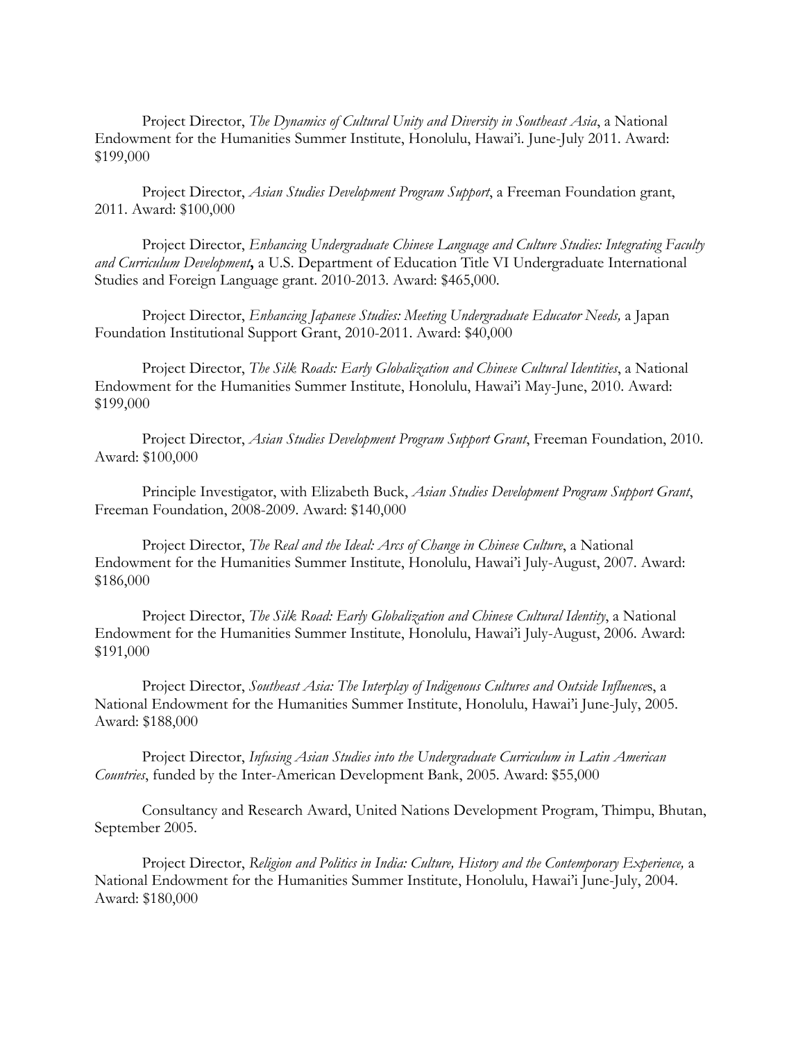Project Director, *The Dynamics of Cultural Unity and Diversity in Southeast Asia*, a National Endowment for the Humanities Summer Institute, Honolulu, Hawai'i. June-July 2011. Award: $199,000

Project Director, *Asian Studies Development Program Support*, a Freeman Foundation grant, 2011. Award: $100,000

Project Director, *Enhancing Undergraduate Chinese Language and Culture Studies: Integrating Faculty and Curriculum Development*, a U.S. Department of Education Title VI Undergraduate International Studies and Foreign Language grant. 2010-2013. Award: $465,000.

Project Director, *Enhancing Japanese Studies: Meeting Undergraduate Educator Needs,* a Japan Foundation Institutional Support Grant, 2010-2011. Award: $40,000

Project Director, *The Silk Roads: Early Globalization and Chinese Cultural Identities*, a National Endowment for the Humanities Summer Institute, Honolulu, Hawai'i May-June, 2010. Award: $199,000

Project Director, *Asian Studies Development Program Support Grant*, Freeman Foundation, 2010. Award: $100,000

Principle Investigator, with Elizabeth Buck, *Asian Studies Development Program Support Grant*, Freeman Foundation, 2008-2009. Award: $140,000

Project Director, *The Real and the Ideal: Arcs of Change in Chinese Culture*, a National Endowment for the Humanities Summer Institute, Honolulu, Hawai'i July-August, 2007. Award: $186,000

Project Director, *The Silk Road: Early Globalization and Chinese Cultural Identity*, a National Endowment for the Humanities Summer Institute, Honolulu, Hawai'i July-August, 2006. Award: $191,000

Project Director, *Southeast Asia: The Interplay of Indigenous Cultures and Outside Influences*, a National Endowment for the Humanities Summer Institute, Honolulu, Hawai'i June-July, 2005. Award: $188,000

Project Director, *Infusing Asian Studies into the Undergraduate Curriculum in Latin American Countries*, funded by the Inter-American Development Bank, 2005. Award: $55,000

Consultancy and Research Award, United Nations Development Program, Thimpu, Bhutan, September 2005.

Project Director, *Religion and Politics in India: Culture, History and the Contemporary Experience,* a National Endowment for the Humanities Summer Institute, Honolulu, Hawai'i June-July, 2004. Award: $180,000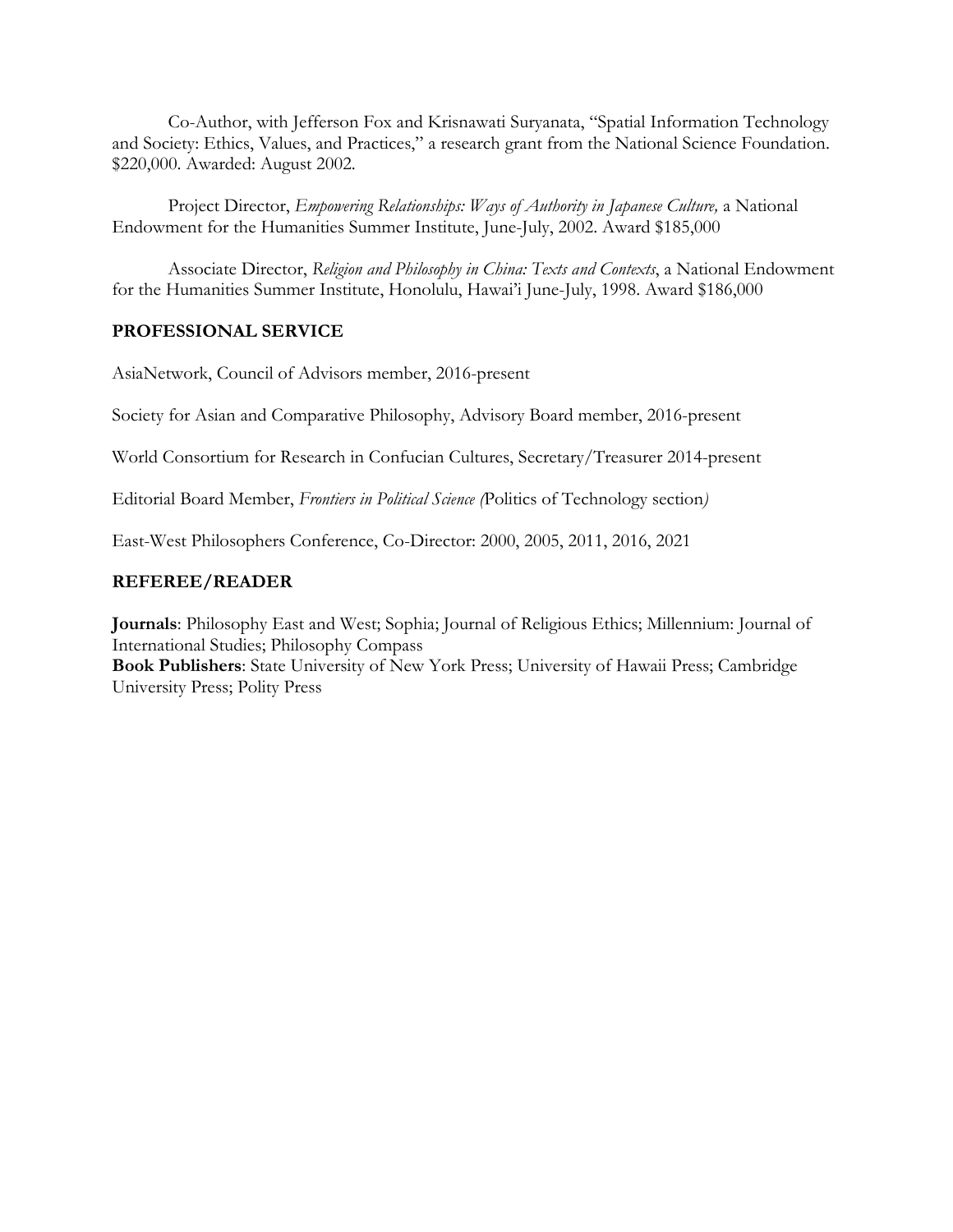Co-Author, with Jefferson Fox and Krisnawati Suryanata, "Spatial Information Technology and Society: Ethics, Values, and Practices," a research grant from the National Science Foundation. $220,000. Awarded: August 2002.

Project Director, *Empowering Relationships: Ways of Authority in Japanese Culture,* a National Endowment for the Humanities Summer Institute, June-July, 2002. Award $185,000

Associate Director, *Religion and Philosophy in China: Texts and Contexts*, a National Endowment for the Humanities Summer Institute, Honolulu, Hawai'i June-July, 1998. Award $186,000

## PROFESSIONAL SERVICE

AsiaNetwork, Council of Advisors member, 2016-present

Society for Asian and Comparative Philosophy, Advisory Board member, 2016-present

World Consortium for Research in Confucian Cultures, Secretary/Treasurer 2014-present

Editorial Board Member, *Frontiers in Political Science (*Politics of Technology section*)*

East-West Philosophers Conference, Co-Director: 2000, 2005, 2011, 2016, 2021

## REFEREE/READER

**Journals**: Philosophy East and West; Sophia; Journal of Religious Ethics; Millennium: Journal of International Studies; Philosophy Compass
**Book Publishers**: State University of New York Press; University of Hawaii Press; Cambridge University Press; Polity Press